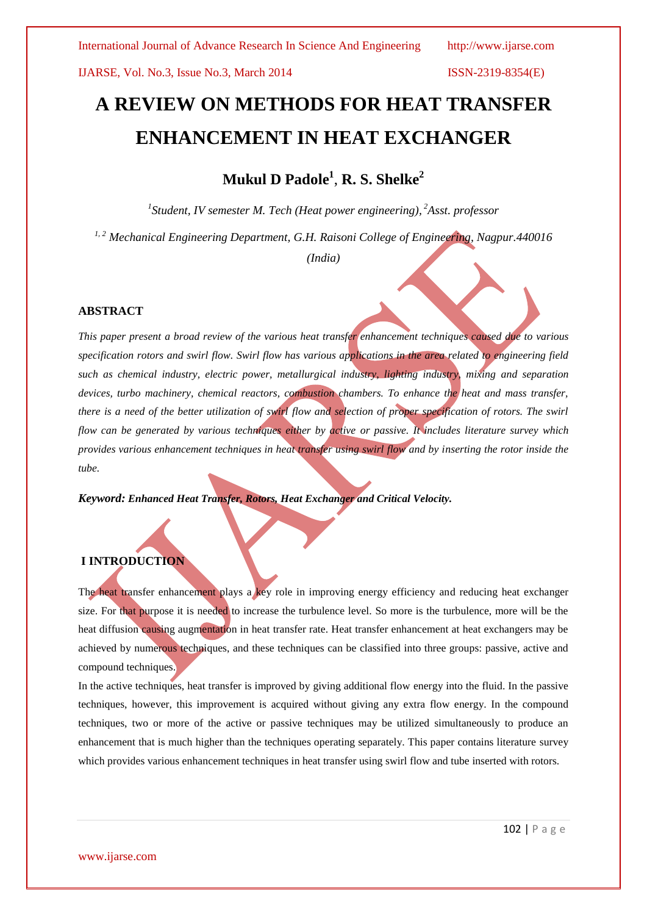# A REVIEW ON METHODS FOR HEAT TRANSFER ENHANCEMENT IN HEAT EXCHANGER

**Mukul D Padole[1], R. S. Shelke[2]**

*[1]Student, IV semester M. Tech (Heat power engineering), [2]Asst. professor*

*[1, 2] Mechanical Engineering Department, G.H. Raisoni College of Engineering, Nagpur.440016 (India)*

## ABSTRACT

*This paper present a broad review of the various heat transfer enhancement techniques caused due to various specification rotors and swirl flow. Swirl flow has various applications in the area related to engineering field such as chemical industry, electric power, metallurgical industry, lighting industry, mixing and separation devices, turbo machinery, chemical reactors, combustion chambers. To enhance the heat and mass transfer, there is a need of the better utilization of swirl flow and selection of proper specification of rotors. The swirl flow can be generated by various techniques either by active or passive. It includes literature survey which provides various enhancement techniques in heat transfer using swirl flow and by inserting the rotor inside the tube.*

***Keyword:* *Enhanced Heat Transfer, Rotors, Heat Exchanger and Critical Velocity.***

## I INTRODUCTION

The heat transfer enhancement plays a key role in improving energy efficiency and reducing heat exchanger size. For that purpose it is needed to increase the turbulence level. So more is the turbulence, more will be the heat diffusion causing augmentation in heat transfer rate. Heat transfer enhancement at heat exchangers may be achieved by numerous techniques, and these techniques can be classified into three groups: passive, active and compound techniques.

In the active techniques, heat transfer is improved by giving additional flow energy into the fluid. In the passive techniques, however, this improvement is acquired without giving any extra flow energy. In the compound techniques, two or more of the active or passive techniques may be utilized simultaneously to produce an enhancement that is much higher than the techniques operating separately. This paper contains literature survey which provides various enhancement techniques in heat transfer using swirl flow and tube inserted with rotors.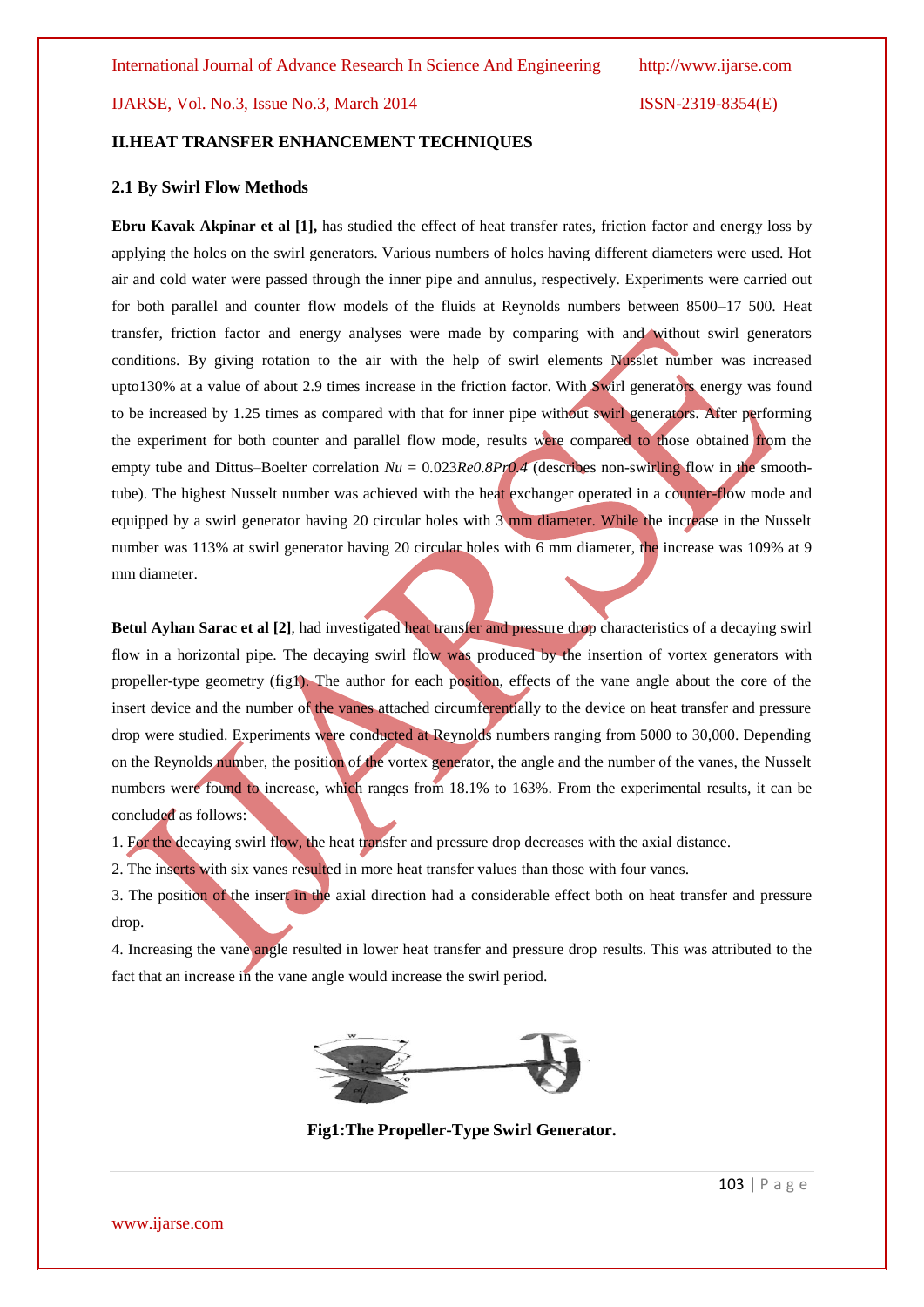## II.HEAT TRANSFER ENHANCEMENT TECHNIQUES

### 2.1 By Swirl Flow Methods

**Ebru Kavak Akpinar et al [1],** has studied the effect of heat transfer rates, friction factor and energy loss by applying the holes on the swirl generators. Various numbers of holes having different diameters were used. Hot air and cold water were passed through the inner pipe and annulus, respectively. Experiments were carried out for both parallel and counter flow models of the fluids at Reynolds numbers between 8500–17 500. Heat transfer, friction factor and energy analyses were made by comparing with and without swirl generators conditions. By giving rotation to the air with the help of swirl elements Nusslet number was increased upto130% at a value of about 2.9 times increase in the friction factor. With Swirl generators energy was found to be increased by 1.25 times as compared with that for inner pipe without swirl generators. After performing the experiment for both counter and parallel flow mode, results were compared to those obtained from the empty tube and Dittus–Boelter correlation $Nu = 0.023Re^{0.8}Pr^{0.4}$ (describes non-swirling flow in the smooth-tube). The highest Nusselt number was achieved with the heat exchanger operated in a counter-flow mode and equipped by a swirl generator having 20 circular holes with 3 mm diameter. While the increase in the Nusselt number was 113% at swirl generator having 20 circular holes with 6 mm diameter, the increase was 109% at 9 mm diameter.

**Betul Ayhan Sarac et al [2]**, had investigated heat transfer and pressure drop characteristics of a decaying swirl flow in a horizontal pipe. The decaying swirl flow was produced by the insertion of vortex generators with propeller-type geometry (fig1). The author for each position, effects of the vane angle about the core of the insert device and the number of the vanes attached circumferentially to the device on heat transfer and pressure drop were studied. Experiments were conducted at Reynolds numbers ranging from 5000 to 30,000. Depending on the Reynolds number, the position of the vortex generator, the angle and the number of the vanes, the Nusselt numbers were found to increase, which ranges from 18.1% to 163%. From the experimental results, it can be concluded as follows:

1. For the decaying swirl flow, the heat transfer and pressure drop decreases with the axial distance.
2. The inserts with six vanes resulted in more heat transfer values than those with four vanes.
3. The position of the insert in the axial direction had a considerable effect both on heat transfer and pressure drop.
4. Increasing the vane angle resulted in lower heat transfer and pressure drop results. This was attributed to the fact that an increase in the vane angle would increase the swirl period.

**Fig1:The Propeller-Type Swirl Generator.**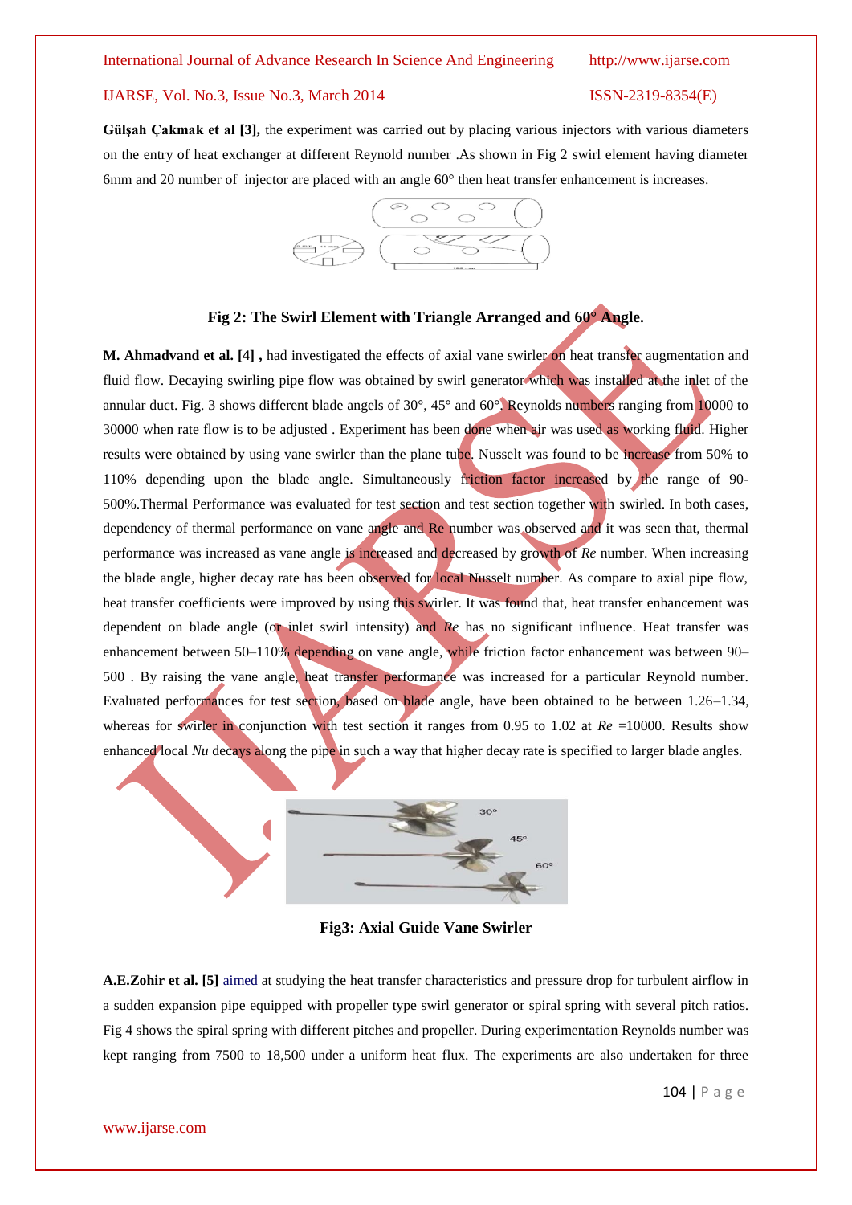**Gülşah Çakmak et al [3],** the experiment was carried out by placing various injectors with various diameters on the entry of heat exchanger at different Reynold number .As shown in Fig 2 swirl element having diameter 6mm and 20 number of injector are placed with an angle 60° then heat transfer enhancement is increases.

**Fig 2: The Swirl Element with Triangle Arranged and 60° Angle.**

**M. Ahmadvand et al. [4] ,** had investigated the effects of axial vane swirler on heat transfer augmentation and fluid flow. Decaying swirling pipe flow was obtained by swirl generator which was installed at the inlet of the annular duct. Fig. 3 shows different blade angels of 30°, 45° and 60°. Reynolds numbers ranging from 10000 to 30000 when rate flow is to be adjusted . Experiment has been done when air was used as working fluid. Higher results were obtained by using vane swirler than the plane tube. Nusselt was found to be increase from 50% to 110% depending upon the blade angle. Simultaneously friction factor increased by the range of 90-500%.Thermal Performance was evaluated for test section and test section together with swirled. In both cases, dependency of thermal performance on vane angle and Re number was observed and it was seen that, thermal performance was increased as vane angle is increased and decreased by growth of *Re* number. When increasing the blade angle, higher decay rate has been observed for local Nusselt number. As compare to axial pipe flow, heat transfer coefficients were improved by using this swirler. It was found that, heat transfer enhancement was dependent on blade angle (or inlet swirl intensity) and *Re* has no significant influence. Heat transfer was enhancement between 50–110% depending on vane angle, while friction factor enhancement was between 90–500 . By raising the vane angle, heat transfer performance was increased for a particular Reynold number. Evaluated performances for test section, based on blade angle, have been obtained to be between 1.26–1.34, whereas for swirler in conjunction with test section it ranges from 0.95 to 1.02 at *Re* =10000. Results show enhanced local *Nu* decays along the pipe in such a way that higher decay rate is specified to larger blade angles.

**Fig3: Axial Guide Vane Swirler**

**A.E.Zohir et al. [5]** aimed at studying the heat transfer characteristics and pressure drop for turbulent airflow in a sudden expansion pipe equipped with propeller type swirl generator or spiral spring with several pitch ratios. Fig 4 shows the spiral spring with different pitches and propeller. During experimentation Reynolds number was kept ranging from 7500 to 18,500 under a uniform heat flux. The experiments are also undertaken for three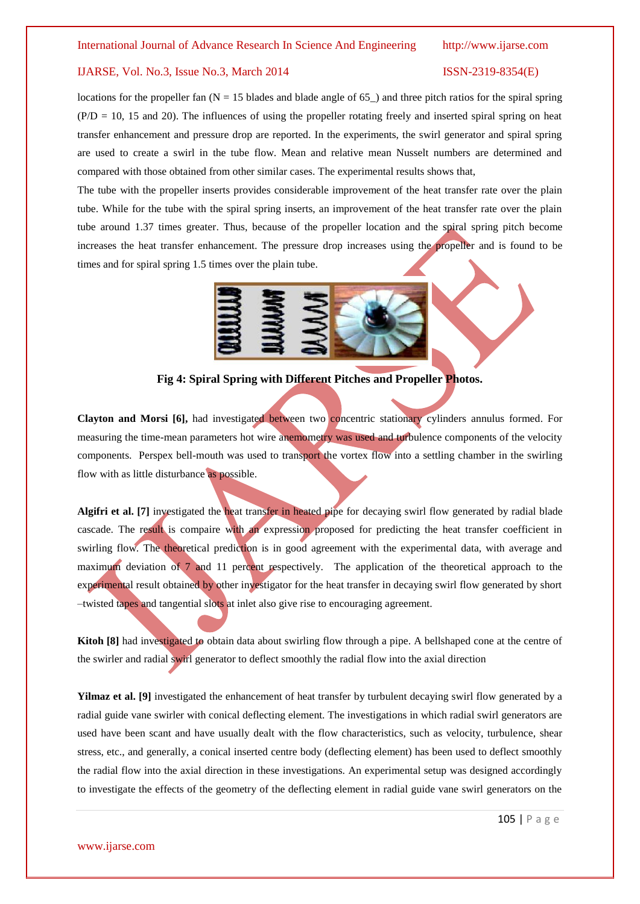locations for the propeller fan (N = 15 blades and blade angle of 65_) and three pitch ratios for the spiral spring (P/D = 10, 15 and 20). The influences of using the propeller rotating freely and inserted spiral spring on heat transfer enhancement and pressure drop are reported. In the experiments, the swirl generator and spiral spring are used to create a swirl in the tube flow. Mean and relative mean Nusselt numbers are determined and compared with those obtained from other similar cases. The experimental results shows that,

The tube with the propeller inserts provides considerable improvement of the heat transfer rate over the plain tube. While for the tube with the spiral spring inserts, an improvement of the heat transfer rate over the plain tube around 1.37 times greater. Thus, because of the propeller location and the spiral spring pitch become increases the heat transfer enhancement. The pressure drop increases using the propeller and is found to be times and for spiral spring 1.5 times over the plain tube.

**Fig 4: Spiral Spring with Different Pitches and Propeller Photos.**

**Clayton and Morsi [6],** had investigated between two concentric stationary cylinders annulus formed. For measuring the time-mean parameters hot wire anemometry was used and turbulence components of the velocity components. Perspex bell-mouth was used to transport the vortex flow into a settling chamber in the swirling flow with as little disturbance as possible.

**Algifri et al. [7]** investigated the heat transfer in heated pipe for decaying swirl flow generated by radial blade cascade. The result is compaire with an expression proposed for predicting the heat transfer coefficient in swirling flow. The theoretical prediction is in good agreement with the experimental data, with average and maximum deviation of 7 and 11 percent respectively. The application of the theoretical approach to the experimental result obtained by other investigator for the heat transfer in decaying swirl flow generated by short –twisted tapes and tangential slots at inlet also give rise to encouraging agreement.

**Kitoh [8]** had investigated to obtain data about swirling flow through a pipe. A bellshaped cone at the centre of the swirler and radial swirl generator to deflect smoothly the radial flow into the axial direction

**Yilmaz et al. [9]** investigated the enhancement of heat transfer by turbulent decaying swirl flow generated by a radial guide vane swirler with conical deflecting element. The investigations in which radial swirl generators are used have been scant and have usually dealt with the flow characteristics, such as velocity, turbulence, shear stress, etc., and generally, a conical inserted centre body (deflecting element) has been used to deflect smoothly the radial flow into the axial direction in these investigations. An experimental setup was designed accordingly to investigate the effects of the geometry of the deflecting element in radial guide vane swirl generators on the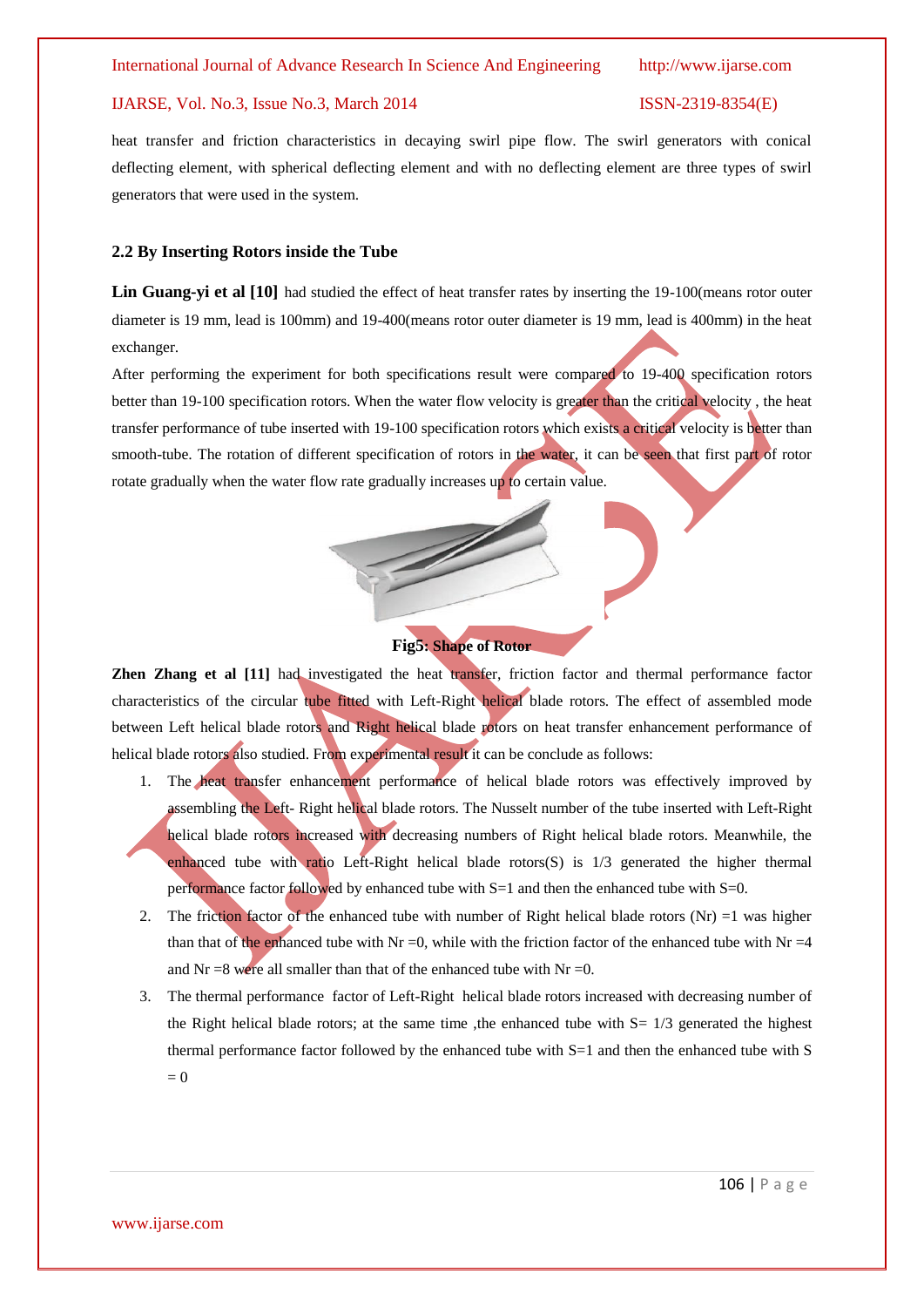heat transfer and friction characteristics in decaying swirl pipe flow. The swirl generators with conical deflecting element, with spherical deflecting element and with no deflecting element are three types of swirl generators that were used in the system.

### 2.2 By Inserting Rotors inside the Tube

**Lin Guang-yi et al [10]** had studied the effect of heat transfer rates by inserting the 19-100(means rotor outer diameter is 19 mm, lead is 100mm) and 19-400(means rotor outer diameter is 19 mm, lead is 400mm) in the heat exchanger.

After performing the experiment for both specifications result were compared to 19-400 specification rotors better than 19-100 specification rotors. When the water flow velocity is greater than the critical velocity , the heat transfer performance of tube inserted with 19-100 specification rotors which exists a critical velocity is better than smooth-tube. The rotation of different specification of rotors in the water, it can be seen that first part of rotor rotate gradually when the water flow rate gradually increases up to certain value.

**Fig5: Shape of Rotor**

**Zhen Zhang et al [11]** had investigated the heat transfer, friction factor and thermal performance factor characteristics of the circular tube fitted with Left-Right helical blade rotors. The effect of assembled mode between Left helical blade rotors and Right helical blade rotors on heat transfer enhancement performance of helical blade rotors also studied. From experimental result it can be conclude as follows:

1. The heat transfer enhancement performance of helical blade rotors was effectively improved by assembling the Left- Right helical blade rotors. The Nusselt number of the tube inserted with Left-Right helical blade rotors increased with decreasing numbers of Right helical blade rotors. Meanwhile, the enhanced tube with ratio Left-Right helical blade rotors(S) is 1/3 generated the higher thermal performance factor followed by enhanced tube with S=1 and then the enhanced tube with S=0.
2. The friction factor of the enhanced tube with number of Right helical blade rotors (Nr) =1 was higher than that of the enhanced tube with Nr =0, while with the friction factor of the enhanced tube with Nr =4 and Nr =8 were all smaller than that of the enhanced tube with Nr =0.
3. The thermal performance factor of Left-Right helical blade rotors increased with decreasing number of the Right helical blade rotors; at the same time ,the enhanced tube with S= 1/3 generated the highest thermal performance factor followed by the enhanced tube with S=1 and then the enhanced tube with S = 0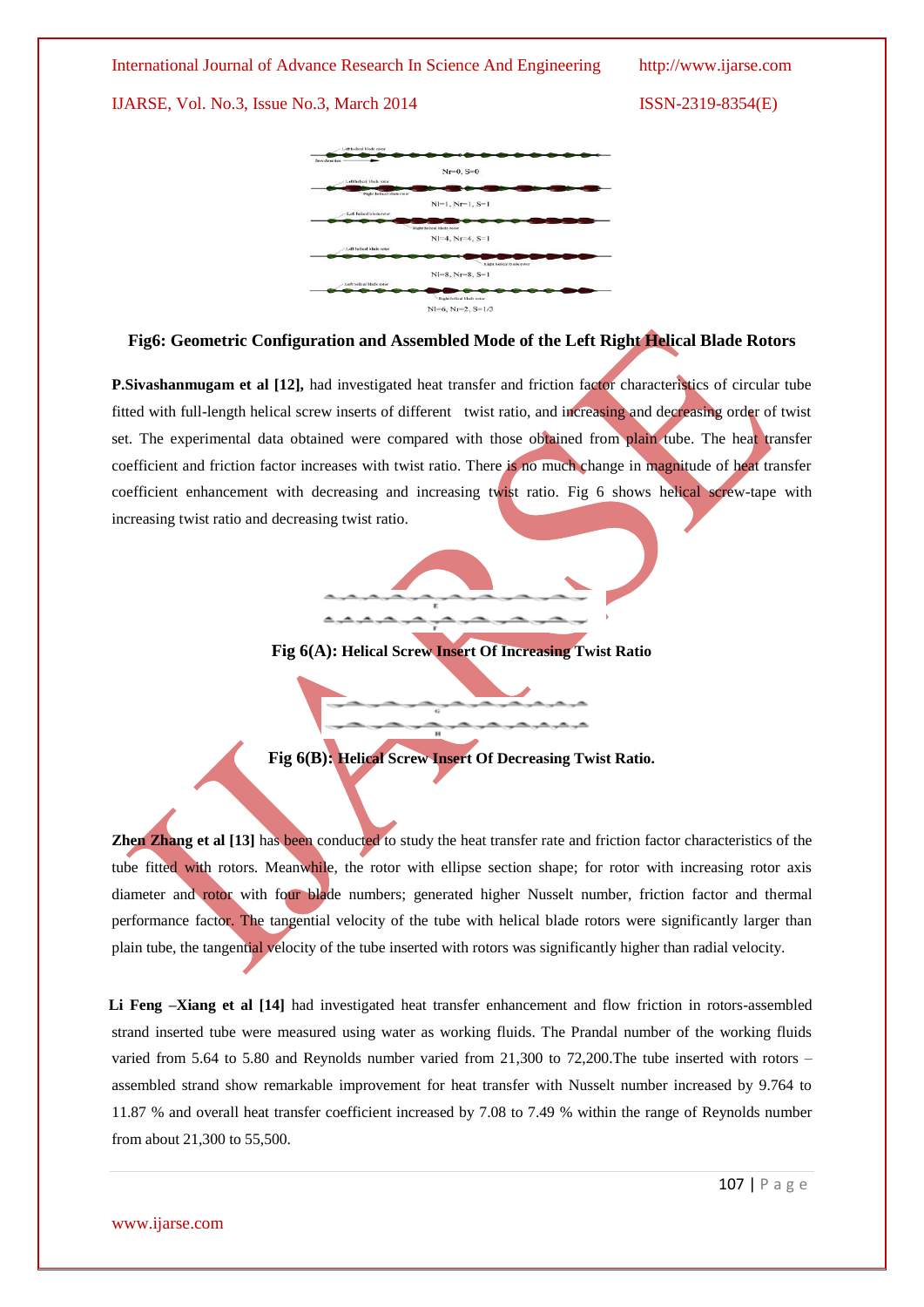**Fig6: Geometric Configuration and Assembled Mode of the Left Right Helical Blade Rotors**

**P.Sivashanmugam et al [12],** had investigated heat transfer and friction factor characteristics of circular tube fitted with full-length helical screw inserts of different twist ratio, and increasing and decreasing order of twist set. The experimental data obtained were compared with those obtained from plain tube. The heat transfer coefficient and friction factor increases with twist ratio. There is no much change in magnitude of heat transfer coefficient enhancement with decreasing and increasing twist ratio. Fig 6 shows helical screw-tape with increasing twist ratio and decreasing twist ratio.

**Fig 6(A): Helical Screw Insert Of Increasing Twist Ratio**

**Fig 6(B): Helical Screw Insert Of Decreasing Twist Ratio.**

**Zhen Zhang et al [13]** has been conducted to study the heat transfer rate and friction factor characteristics of the tube fitted with rotors. Meanwhile, the rotor with ellipse section shape; for rotor with increasing rotor axis diameter and rotor with four blade numbers; generated higher Nusselt number, friction factor and thermal performance factor. The tangential velocity of the tube with helical blade rotors were significantly larger than plain tube, the tangential velocity of the tube inserted with rotors was significantly higher than radial velocity.

**Li Feng –Xiang et al [14]** had investigated heat transfer enhancement and flow friction in rotors-assembled strand inserted tube were measured using water as working fluids. The Prandal number of the working fluids varied from 5.64 to 5.80 and Reynolds number varied from 21,300 to 72,200.The tube inserted with rotors – assembled strand show remarkable improvement for heat transfer with Nusselt number increased by 9.764 to 11.87 % and overall heat transfer coefficient increased by 7.08 to 7.49 % within the range of Reynolds number from about 21,300 to 55,500.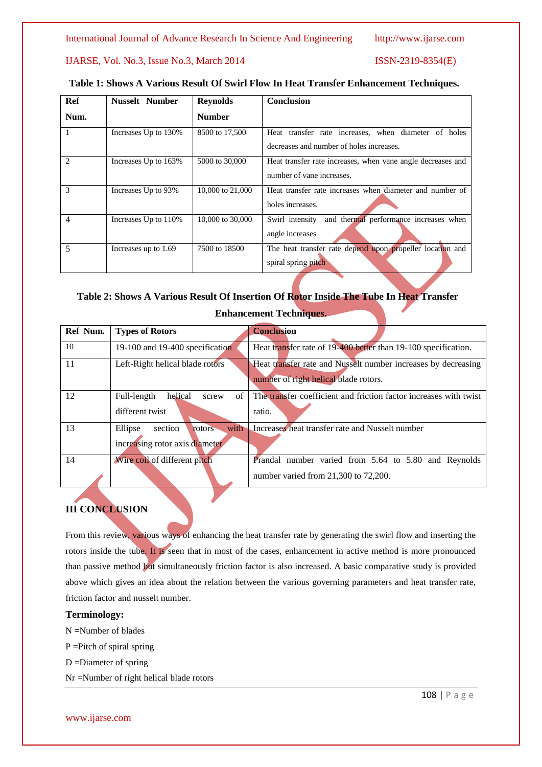**Table 1: Shows A Various Result Of Swirl Flow In Heat Transfer Enhancement Techniques.**

| Ref Num. | Nusselt Number | Reynolds Number | Conclusion |
|---|---|---|---|
| 1 | Increases Up to 130% | 8500 to 17,500 | Heat transfer rate increases, when diameter of holes decreases and number of holes increases. |
| 2 | Increases Up to 163% | 5000 to 30,000 | Heat transfer rate increases, when vane angle decreases and number of vane increases. |
| 3 | Increases Up to 93% | 10,000 to 21,000 | Heat transfer rate increases when diameter and number of holes increases. |
| 4 | Increases Up to 110% | 10,000 to 30,000 | Swirl intensity and thermal performance increases when angle increases |
| 5 | Increases up to 1.69 | 7500 to 18500 | The heat transfer rate depend upon propeller location and spiral spring pitch |

**Table 2: Shows A Various Result Of Insertion Of Rotor Inside The Tube In Heat Transfer Enhancement Techniques.**

| Ref Num. | Types of Rotors | Conclusion |
|---|---|---|
| 10 | 19-100 and 19-400 specification | Heat transfer rate of 19-400 better than 19-100 specification. |
| 11 | Left-Right helical blade rotors | Heat transfer rate and Nusselt number increases by decreasing number of right helical blade rotors. |
| 12 | Full-length helical screw of different twist | The transfer coefficient and friction factor increases with twist ratio. |
| 13 | Ellipse section rotors with increasing rotor axis diameter | Increases heat transfer rate and Nusselt number |
| 14 | Wire coil of different pitch | Prandal number varied from 5.64 to 5.80 and Reynolds number varied from 21,300 to 72,200. |

## III CONCLUSION

From this review, various ways of enhancing the heat transfer rate by generating the swirl flow and inserting the rotors inside the tube. It is seen that in most of the cases, enhancement in active method is more pronounced than passive method but simultaneously friction factor is also increased. A basic comparative study is provided above which gives an idea about the relation between the various governing parameters and heat transfer rate, friction factor and nusselt number.

### Terminology:

N =Number of blades

P =Pitch of spiral spring

D =Diameter of spring

Nr =Number of right helical blade rotors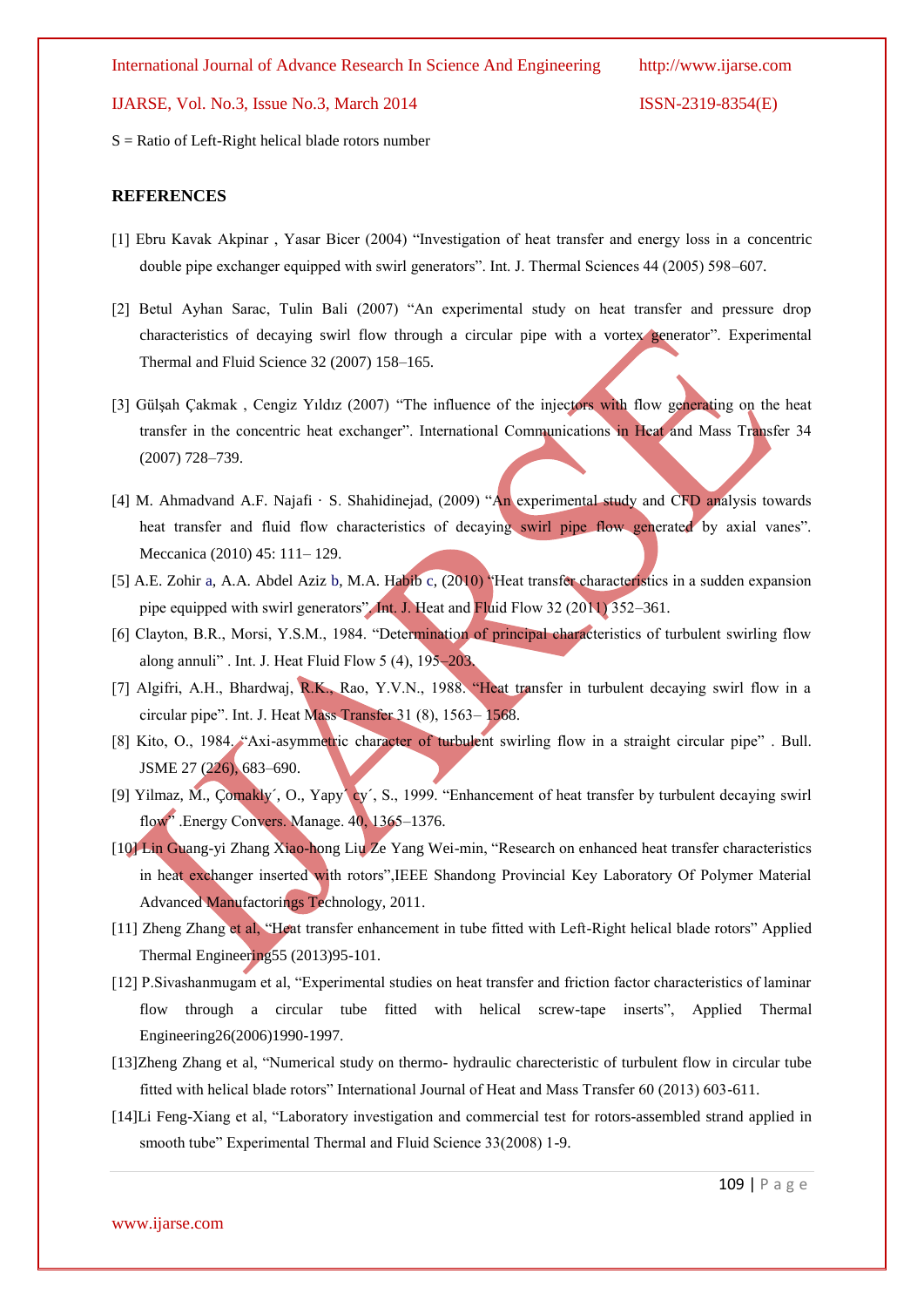S = Ratio of Left-Right helical blade rotors number

## REFERENCES

[1] Ebru Kavak Akpinar , Yasar Bicer (2004) "Investigation of heat transfer and energy loss in a concentric double pipe exchanger equipped with swirl generators". Int. J. Thermal Sciences 44 (2005) 598–607.

[2] Betul Ayhan Sarac, Tulin Bali (2007) "An experimental study on heat transfer and pressure drop characteristics of decaying swirl flow through a circular pipe with a vortex generator". Experimental Thermal and Fluid Science 32 (2007) 158–165.

[3] Gülşah Çakmak , Cengiz Yıldız (2007) "The influence of the injectors with flow generating on the heat transfer in the concentric heat exchanger". International Communications in Heat and Mass Transfer 34 (2007) 728–739.

[4] M. Ahmadvand A.F. Najafi · S. Shahidinejad, (2009) "An experimental study and CFD analysis towards heat transfer and fluid flow characteristics of decaying swirl pipe flow generated by axial vanes". Meccanica (2010) 45: 111– 129.

[5] A.E. Zohir a, A.A. Abdel Aziz b, M.A. Habib c, (2010) "Heat transfer characteristics in a sudden expansion pipe equipped with swirl generators". Int. J. Heat and Fluid Flow 32 (2011) 352–361.

[6] Clayton, B.R., Morsi, Y.S.M., 1984. "Determination of principal characteristics of turbulent swirling flow along annuli" . Int. J. Heat Fluid Flow 5 (4), 195–203.

[7] Algifri, A.H., Bhardwaj, R.K., Rao, Y.V.N., 1988. "Heat transfer in turbulent decaying swirl flow in a circular pipe". Int. J. Heat Mass Transfer 31 (8), 1563– 1568.

[8] Kito, O., 1984. "Axi-asymmetric character of turbulent swirling flow in a straight circular pipe" . Bull. JSME 27 (226), 683–690.

[9] Yilmaz, M., Çomakly´, O., Yapy´ cy´, S., 1999. "Enhancement of heat transfer by turbulent decaying swirl flow" .Energy Convers. Manage. 40, 1365–1376.

[10] Lin Guang-yi Zhang Xiao-hong Liu Ze Yang Wei-min, "Research on enhanced heat transfer characteristics in heat exchanger inserted with rotors",IEEE Shandong Provincial Key Laboratory Of Polymer Material Advanced Manufactorings Technology, 2011.

[11] Zheng Zhang et al, "Heat transfer enhancement in tube fitted with Left-Right helical blade rotors" Applied Thermal Engineering55 (2013)95-101.

[12] P.Sivashanmugam et al, "Experimental studies on heat transfer and friction factor characteristics of laminar flow through a circular tube fitted with helical screw-tape inserts", Applied Thermal Engineering26(2006)1990-1997.

[13]Zheng Zhang et al, "Numerical study on thermo- hydraulic charecteristic of turbulent flow in circular tube fitted with helical blade rotors" International Journal of Heat and Mass Transfer 60 (2013) 603-611.

[14]Li Feng-Xiang et al, "Laboratory investigation and commercial test for rotors-assembled strand applied in smooth tube" Experimental Thermal and Fluid Science 33(2008) 1-9.